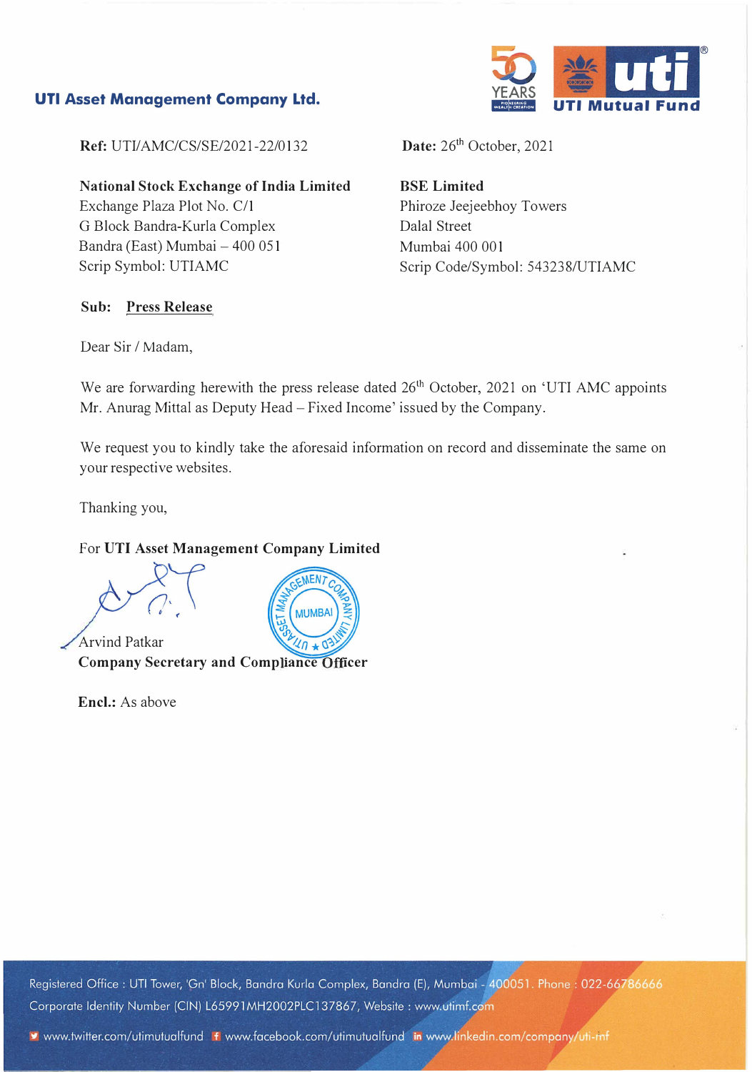**UTI Asset Management Company Ltd.**

UTI Mutual Fund

**Ref:** UTI/AMC/CS/SE/2021-22/0132

**Date:** 26th October, 2021

**National Stock Exchange of India Limited**
Exchange Plaza Plot No. C/1
G Block Bandra-Kurla Complex
Bandra (East) Mumbai – 400 051
Scrip Symbol: UTIAMC

**BSE Limited**
Phiroze Jeejeebhoy Towers
Dalal Street
Mumbai 400 001
Scrip Code/Symbol: 543238/UTIAMC

**Sub:** **Press Release**

Dear Sir / Madam,

We are forwarding herewith the press release dated 26th October, 2021 on 'UTI AMC appoints Mr. Anurag Mittal as Deputy Head – Fixed Income' issued by the Company.

We request you to kindly take the aforesaid information on record and disseminate the same on your respective websites.

Thanking you,

For **UTI Asset Management Company Limited**

Arvind Patkar
**Company Secretary and Compliance Officer**

**Encl.:** As above

Registered Office : UTI Tower, 'Gn' Block, Bandra Kurla Complex, Bandra (E), Mumbai - 400051. Phone : 022-66786666
Corporate Identity Number (CIN) L65991MH2002PLC137867, Website : www.utimf.com

www.twitter.com/utimutualfund www.facebook.com/utimutualfund www.linkedin.com/company/uti-mf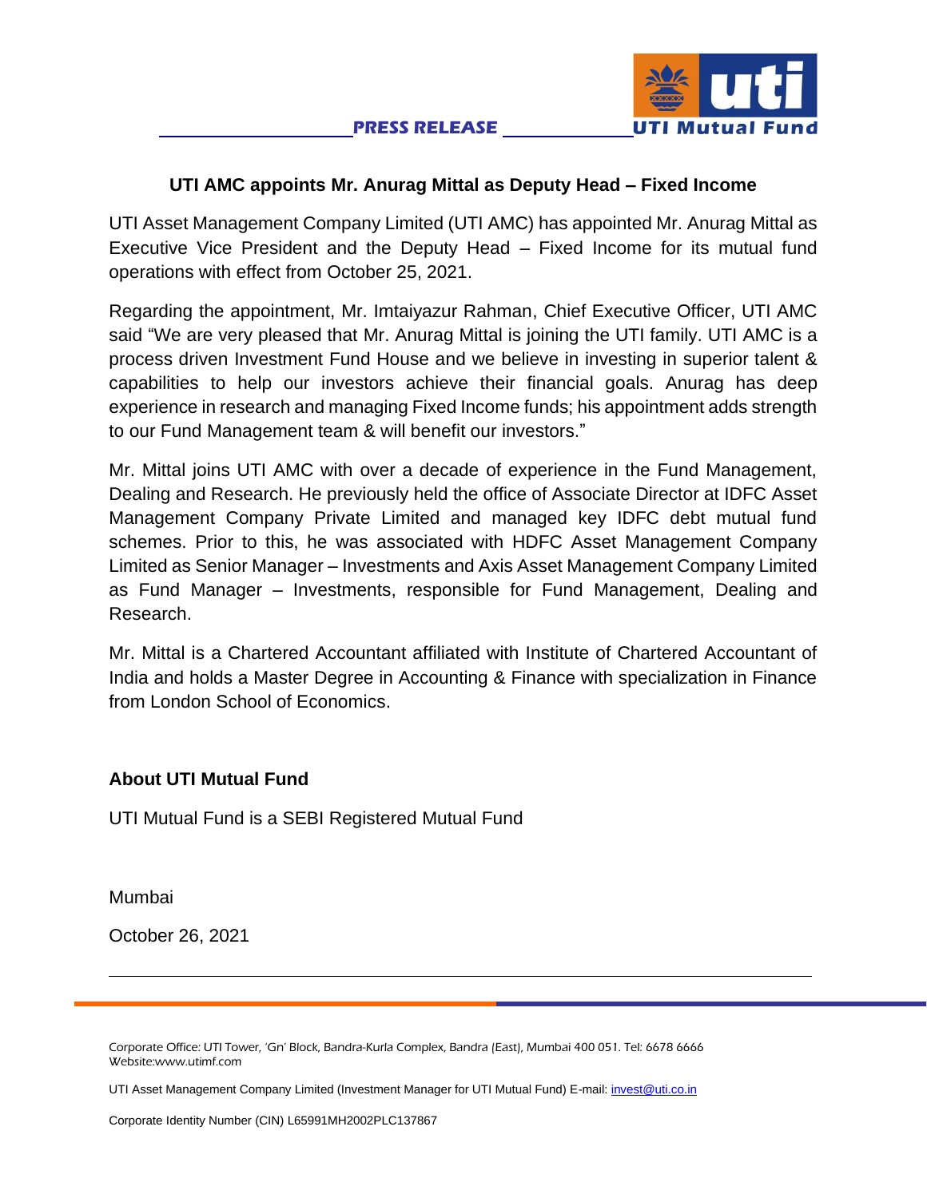PRESS RELEASE

UTI Mutual Fund

## UTI AMC appoints Mr. Anurag Mittal as Deputy Head – Fixed Income

UTI Asset Management Company Limited (UTI AMC) has appointed Mr. Anurag Mittal as Executive Vice President and the Deputy Head – Fixed Income for its mutual fund operations with effect from October 25, 2021.

Regarding the appointment, Mr. Imtaiyazur Rahman, Chief Executive Officer, UTI AMC said "We are very pleased that Mr. Anurag Mittal is joining the UTI family. UTI AMC is a process driven Investment Fund House and we believe in investing in superior talent & capabilities to help our investors achieve their financial goals. Anurag has deep experience in research and managing Fixed Income funds; his appointment adds strength to our Fund Management team & will benefit our investors."

Mr. Mittal joins UTI AMC with over a decade of experience in the Fund Management, Dealing and Research. He previously held the office of Associate Director at IDFC Asset Management Company Private Limited and managed key IDFC debt mutual fund schemes. Prior to this, he was associated with HDFC Asset Management Company Limited as Senior Manager – Investments and Axis Asset Management Company Limited as Fund Manager – Investments, responsible for Fund Management, Dealing and Research.

Mr. Mittal is a Chartered Accountant affiliated with Institute of Chartered Accountant of India and holds a Master Degree in Accounting & Finance with specialization in Finance from London School of Economics.

**About UTI Mutual Fund**

UTI Mutual Fund is a SEBI Registered Mutual Fund

Mumbai

October 26, 2021

---

Corporate Office: UTI Tower, 'Gn' Block, Bandra-Kurla Complex, Bandra (East), Mumbai 400 051. Tel: 6678 6666
Website:www.utimf.com

UTI Asset Management Company Limited (Investment Manager for UTI Mutual Fund) E-mail: invest@uti.co.in

Corporate Identity Number (CIN) L65991MH2002PLC137867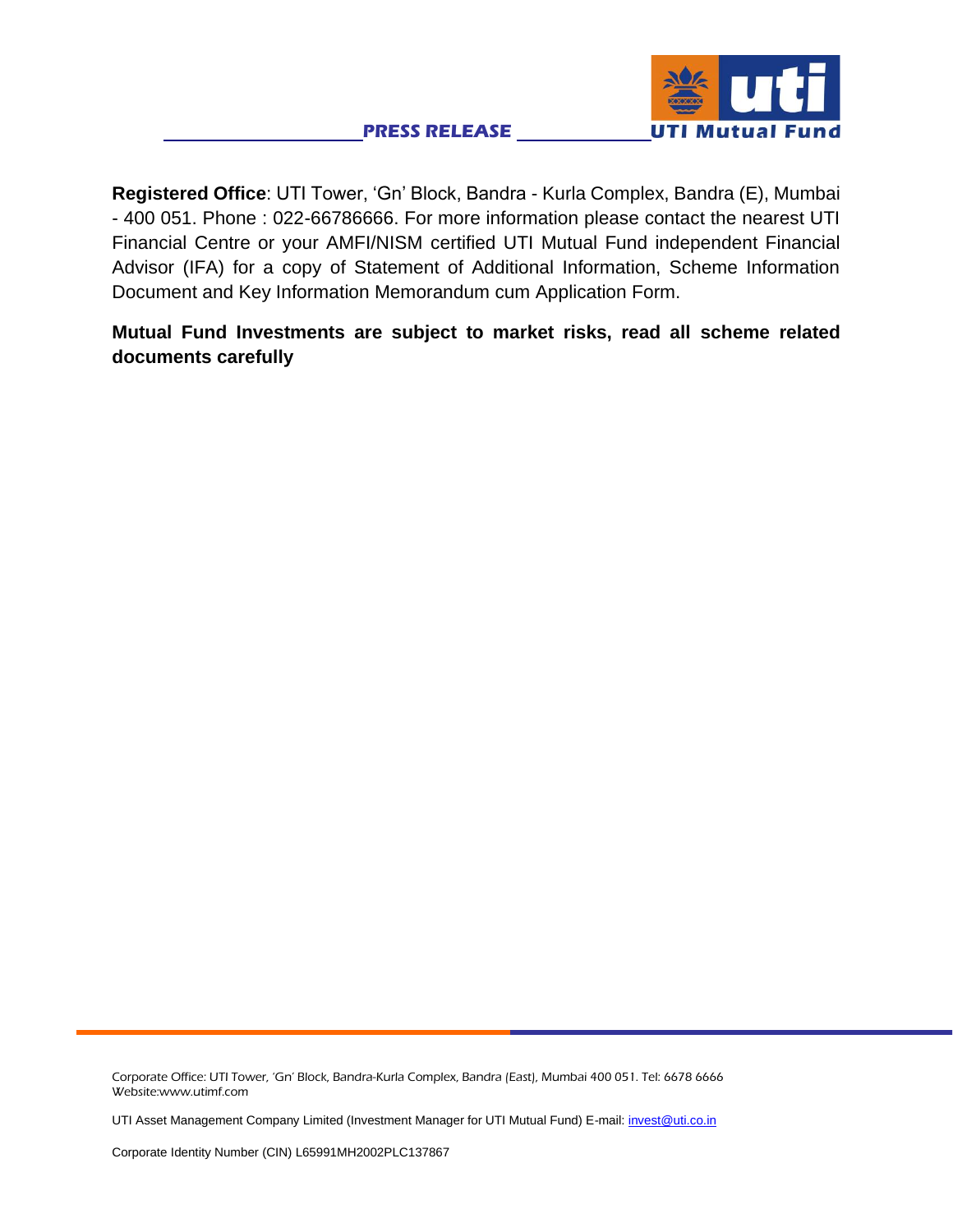**Registered Office**: UTI Tower, 'Gn' Block, Bandra - Kurla Complex, Bandra (E), Mumbai - 400 051. Phone : 022-66786666. For more information please contact the nearest UTI Financial Centre or your AMFI/NISM certified UTI Mutual Fund independent Financial Advisor (IFA) for a copy of Statement of Additional Information, Scheme Information Document and Key Information Memorandum cum Application Form.

**Mutual Fund Investments are subject to market risks, read all scheme related documents carefully**